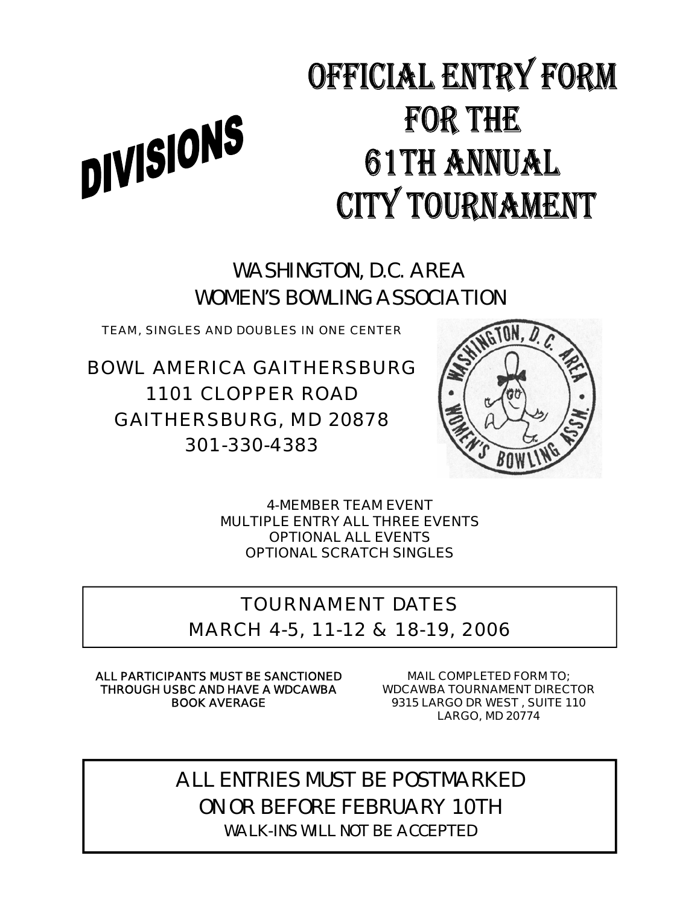DIVISIONS

# OFFICIAL ENTRY FORM FOR THE 61TH ANNUAL CITY TOURNAMENT

## WASHINGTON, D.C. AREA WOMEN'S BOWLING ASSOCIATION

TEAM, SINGLES AND DOUBLES IN ONE CENTER

BOWL AMERICA GAITHERSBURG
1101 CLOPPER ROAD
GAITHERSBURG, MD 20878
301-330-4383

4-MEMBER TEAM EVENT
MULTIPLE ENTRY ALL THREE EVENTS
OPTIONAL ALL EVENTS
OPTIONAL SCRATCH SINGLES

**TOURNAMENT DATES**
**MARCH 4-5, 11-12 & 18-19, 2006**

**ALL PARTICIPANTS MUST BE SANCTIONED THROUGH USBC AND HAVE A WDCAWBA BOOK AVERAGE**

MAIL COMPLETED FORM TO;
WDCAWBA TOURNAMENT DIRECTOR
9315 LARGO DR WEST , SUITE 110
LARGO, MD 20774

**ALL ENTRIES MUST BE POSTMARKED ON OR BEFORE FEBRUARY 10TH**
WALK-INS WILL NOT BE ACCEPTED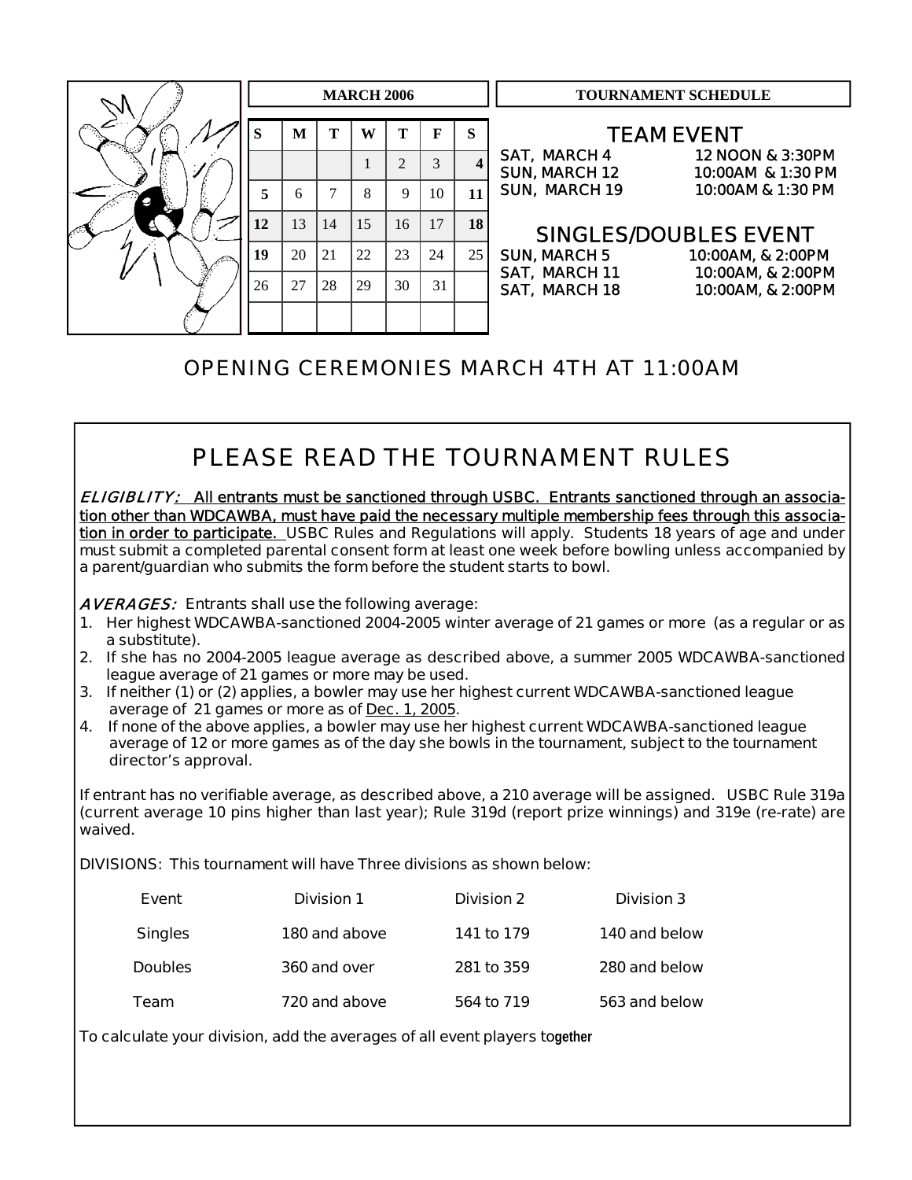| **MARCH 2006** | | | | | | |
|---|---|---|---|---|---|---|
| **S** | **M** | **T** | **W** | **T** | **F** | **S** |
| | | | 1 | 2 | 3 | **4** |
| **5** | 6 | 7 | 8 | 9 | 10 | **11** |
| **12** | 13 | 14 | 15 | 16 | 17 | **18** |
| **19** | 20 | 21 | 22 | 23 | 24 | 25 |
| 26 | 27 | 28 | 29 | 30 | 31 | |
| | | | | | | |

**TOURNAMENT SCHEDULE**

## TEAM EVENT

| | |
|---|---|
| SAT, MARCH 4 | 12 NOON & 3:30PM |
| SUN, MARCH 12 | 10:00AM & 1:30 PM |
| SUN, MARCH 19 | 10:00AM & 1:30 PM |

## SINGLES/DOUBLES EVENT

| | |
|---|---|
| SUN, MARCH 5 | 10:00AM, & 2:00PM |
| SAT, MARCH 11 | 10:00AM, & 2:00PM |
| SAT, MARCH 18 | 10:00AM, & 2:00PM |

OPENING CEREMONIES MARCH 4TH AT 11:00AM

# PLEASE READ THE TOURNAMENT RULES

*ELIGIBLITY:* All entrants must be sanctioned through USBC. Entrants sanctioned through an association other than WDCAWBA, must have paid the necessary multiple membership fees through this association in order to participate. USBC Rules and Regulations will apply. Students 18 years of age and under must submit a completed parental consent form at least one week before bowling unless accompanied by a parent/guardian who submits the form before the student starts to bowl.

*AVERAGES:* Entrants shall use the following average:

1. Her highest WDCAWBA-sanctioned 2004-2005 winter average of 21 games or more (as a regular or as a substitute).
2. If she has no 2004-2005 league average as described above, a summer 2005 WDCAWBA-sanctioned league average of 21 games or more may be used.
3. If neither (1) or (2) applies, a bowler may use her highest current WDCAWBA-sanctioned league average of 21 games or more as of Dec. 1, 2005.
4. If none of the above applies, a bowler may use her highest current WDCAWBA-sanctioned league average of 12 or more games as of the day she bowls in the tournament, subject to the tournament director's approval.

If entrant has no verifiable average, as described above, a 210 average will be assigned. USBC Rule 319a (current average 10 pins higher than last year); Rule 319d (report prize winnings) and 319e (re-rate) are waived.

DIVISIONS: This tournament will have Three divisions as shown below:

| Event | Division 1 | Division 2 | Division 3 |
|---|---|---|---|
| Singles | 180 and above | 141 to 179 | 140 and below |
| Doubles | 360 and over | 281 to 359 | 280 and below |
| Team | 720 and above | 564 to 719 | 563 and below |

To calculate your division, add the averages of all event players together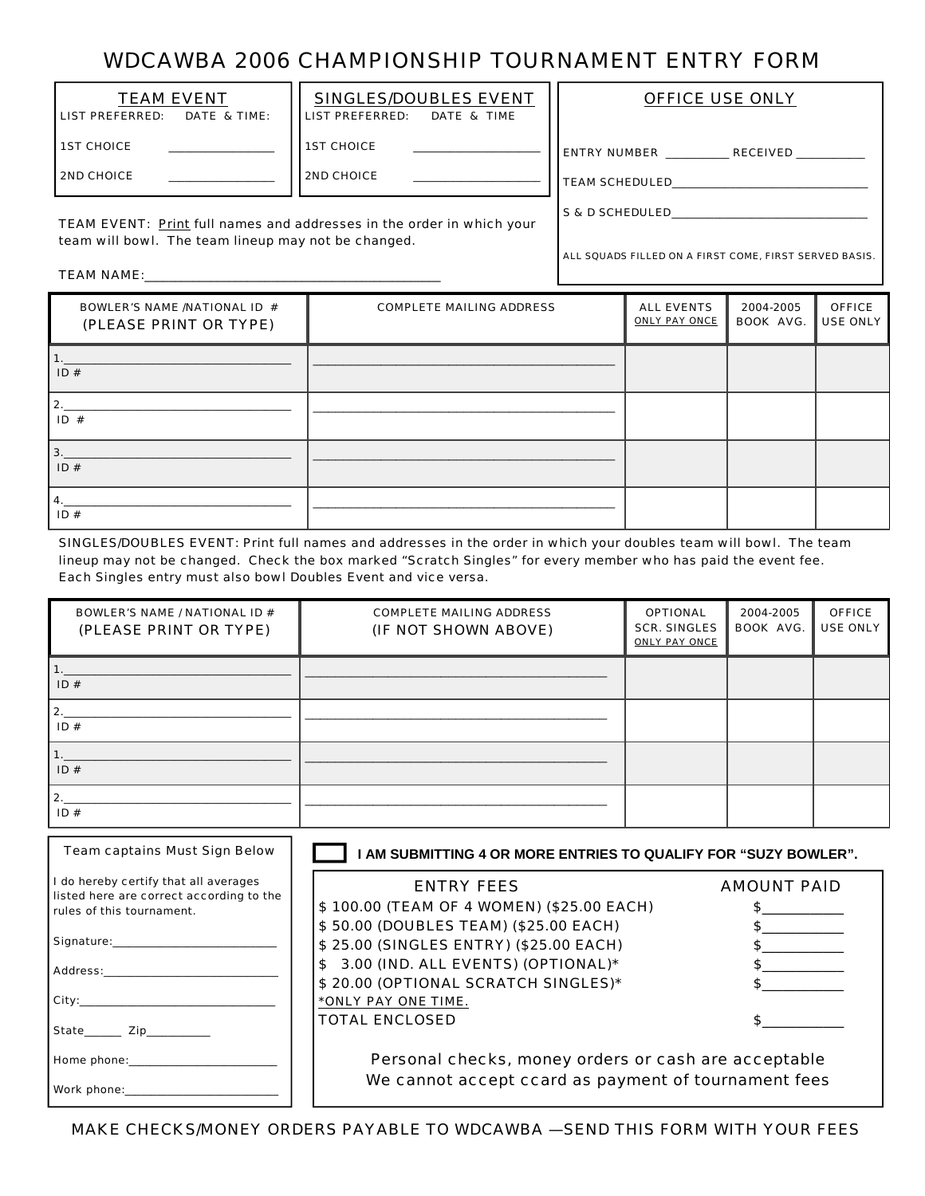# WDCAWBA 2006 CHAMPIONSHIP TOURNAMENT ENTRY FORM

| TEAM EVENT | |
|---|---|
| LIST PREFERRED: | DATE & TIME: |
| 1ST CHOICE | ________________ |
| 2ND CHOICE | ________________ |

| SINGLES/DOUBLES EVENT | |
|---|---|
| LIST PREFERRED: | DATE & TIME |
| 1ST CHOICE | ____________________ |
| 2ND CHOICE | ____________________ |

**OFFICE USE ONLY**

ENTRY NUMBER __________ RECEIVED ___________

TEAM SCHEDULED_______________________________

S & D SCHEDULED_______________________________

ALL SQUADS FILLED ON A FIRST COME, FIRST SERVED BASIS.

TEAM EVENT: Print full names and addresses in the order in which your team will bowl. The team lineup may not be changed.

TEAM NAME:___________________________________________

| BOWLER'S NAME /NATIONAL ID # (PLEASE PRINT OR TYPE) | COMPLETE MAILING ADDRESS | ALL EVENTS ONLY PAY ONCE | 2004-2005 BOOK AVG. | OFFICE USE ONLY |
|---|---|---|---|---|
| 1.____________________ ID # | ____________________ | | | |
| 2.____________________ ID # | ____________________ | | | |
| 3.____________________ ID # | ____________________ | | | |
| 4.____________________ ID # | ____________________ | | | |

SINGLES/DOUBLES EVENT: Print full names and addresses in the order in which your doubles team will bowl. The team lineup may not be changed. Check the box marked "Scratch Singles" for every member who has paid the event fee. Each Singles entry must also bowl Doubles Event and vice versa.

| BOWLER'S NAME / NATIONAL ID # (PLEASE PRINT OR TYPE) | COMPLETE MAILING ADDRESS (IF NOT SHOWN ABOVE) | OPTIONAL SCR. SINGLES ONLY PAY ONCE | 2004-2005 BOOK AVG. | OFFICE USE ONLY |
|---|---|---|---|---|
| 1.____________________ ID # | ____________________ | | | |
| 2.____________________ ID # | ____________________ | | | |
| 1.____________________ ID # | ____________________ | | | |
| 2.____________________ ID # | ____________________ | | | |

**Team captains Must Sign Below**

I do hereby certify that all averages listed here are correct according to the rules of this tournament.

Signature:__________________________

Address:___________________________

City:_______________________________

State______ Zip__________

Home phone:________________________

Work phone:________________________

☐ **I AM SUBMITTING 4 OR MORE ENTRIES TO QUALIFY FOR "SUZY BOWLER".**

| ENTRY FEES | AMOUNT PAID |
|---|---|
| $ 100.00 (TEAM OF 4 WOMEN) ($25.00 EACH) | $__________ |
| $ 50.00 (DOUBLES TEAM) ($25.00 EACH) | $__________ |
| $ 25.00 (SINGLES ENTRY) ($25.00 EACH) | $__________ |
| $ 3.00 (IND. ALL EVENTS) (OPTIONAL)* | $__________ |
| $ 20.00 (OPTIONAL SCRATCH SINGLES)* | $__________ |
| *ONLY PAY ONE TIME. | |
| TOTAL ENCLOSED | $__________ |

Personal checks, money orders or cash are acceptable
We cannot accept ccard as payment of tournament fees

MAKE CHECKS/MONEY ORDERS PAYABLE TO WDCAWBA —SEND THIS FORM WITH YOUR FEES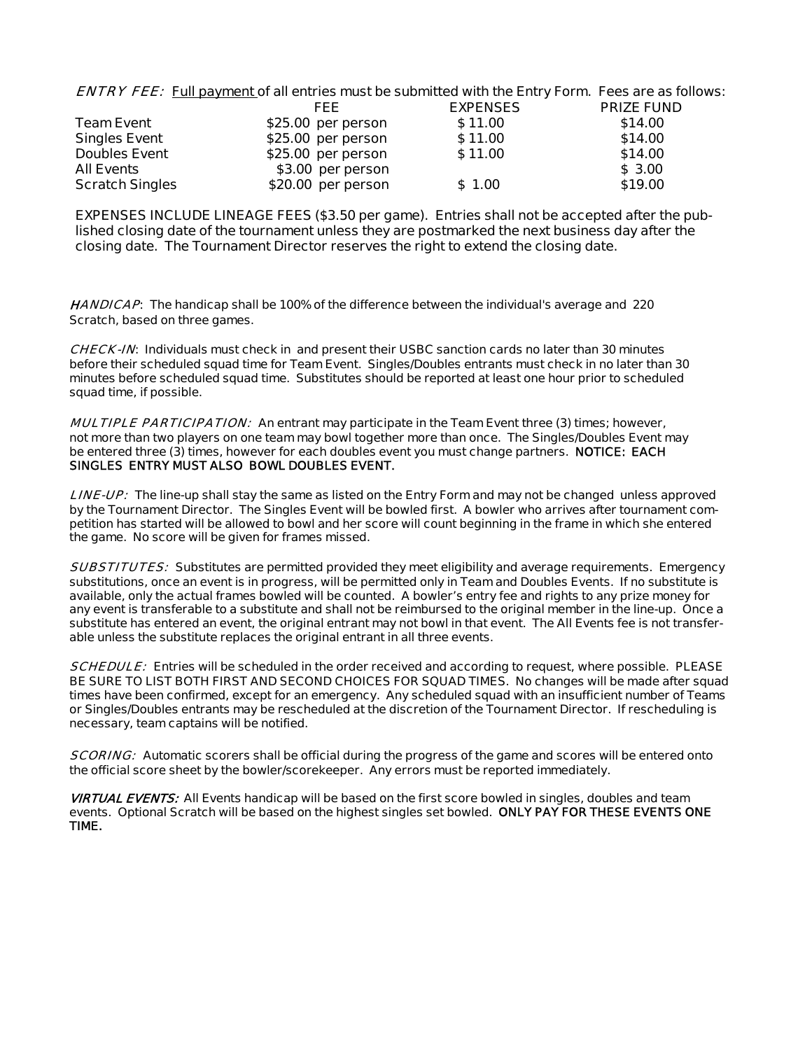*ENTRY FEE:* Full payment of all entries must be submitted with the Entry Form. Fees are as follows:

| | FEE | EXPENSES | PRIZE FUND |
|---|---|---|---|
| Team Event | $25.00 per person | $ 11.00 | $14.00 |
| Singles Event | $25.00 per person | $ 11.00 | $14.00 |
| Doubles Event | $25.00 per person | $ 11.00 | $14.00 |
| All Events | $3.00 per person | | $ 3.00 |
| Scratch Singles | $20.00 per person | $ 1.00 | $19.00 |

EXPENSES INCLUDE LINEAGE FEES ($3.50 per game). Entries shall not be accepted after the published closing date of the tournament unless they are postmarked the next business day after the closing date. The Tournament Director reserves the right to extend the closing date.

*HANDICAP*: The handicap shall be 100% of the difference between the individual's average and 220 Scratch, based on three games.

*CHECK-IN*: Individuals must check in and present their USBC sanction cards no later than 30 minutes before their scheduled squad time for Team Event. Singles/Doubles entrants must check in no later than 30 minutes before scheduled squad time. Substitutes should be reported at least one hour prior to scheduled squad time, if possible.

*MULTIPLE PARTICIPATION:* An entrant may participate in the Team Event three (3) times; however, not more than two players on one team may bowl together more than once. The Singles/Doubles Event may be entered three (3) times, however for each doubles event you must change partners. **NOTICE: EACH SINGLES ENTRY MUST ALSO BOWL DOUBLES EVENT.**

*LINE-UP:* The line-up shall stay the same as listed on the Entry Form and may not be changed unless approved by the Tournament Director. The Singles Event will be bowled first. A bowler who arrives after tournament competition has started will be allowed to bowl and her score will count beginning in the frame in which she entered the game. No score will be given for frames missed.

*SUBSTITUTES:* Substitutes are permitted provided they meet eligibility and average requirements. Emergency substitutions, once an event is in progress, will be permitted only in Team and Doubles Events. If no substitute is available, only the actual frames bowled will be counted. A bowler's entry fee and rights to any prize money for any event is transferable to a substitute and shall not be reimbursed to the original member in the line-up. Once a substitute has entered an event, the original entrant may not bowl in that event. The All Events fee is not transferable unless the substitute replaces the original entrant in all three events.

*SCHEDULE:* Entries will be scheduled in the order received and according to request, where possible. PLEASE BE SURE TO LIST BOTH FIRST AND SECOND CHOICES FOR SQUAD TIMES. No changes will be made after squad times have been confirmed, except for an emergency. Any scheduled squad with an insufficient number of Teams or Singles/Doubles entrants may be rescheduled at the discretion of the Tournament Director. If rescheduling is necessary, team captains will be notified.

*SCORING:* Automatic scorers shall be official during the progress of the game and scores will be entered onto the official score sheet by the bowler/scorekeeper. Any errors must be reported immediately.

***VIRTUAL EVENTS:*** All Events handicap will be based on the first score bowled in singles, doubles and team events. Optional Scratch will be based on the highest singles set bowled. **ONLY PAY FOR THESE EVENTS ONE TIME.**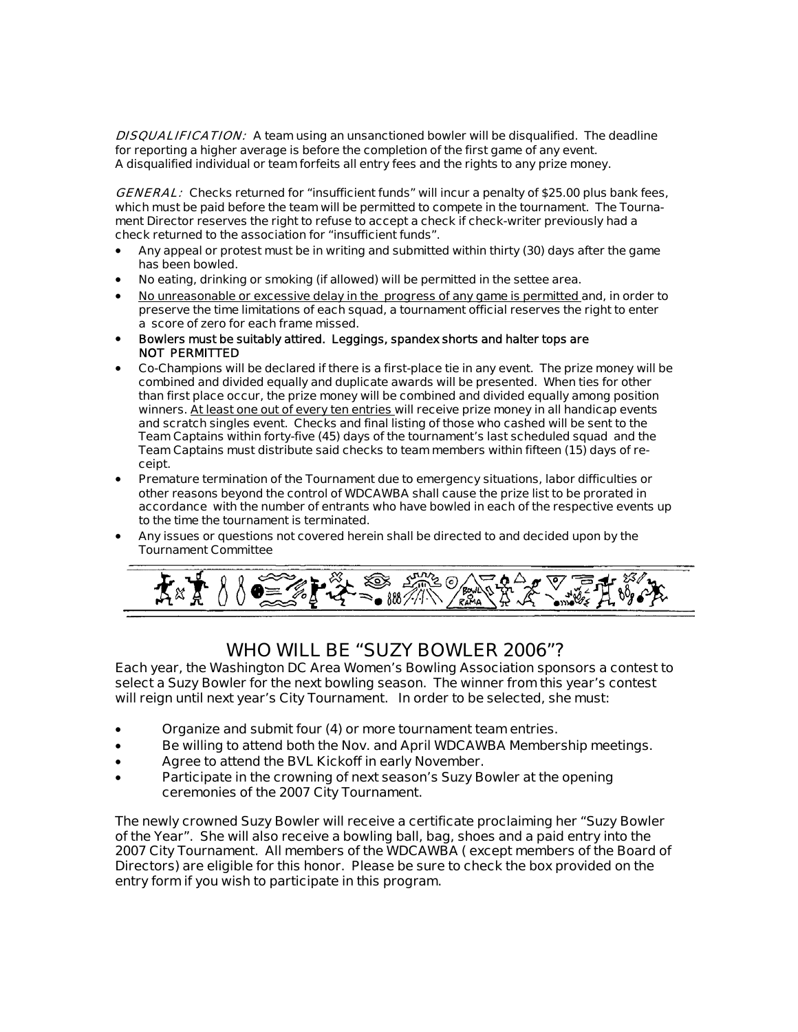*DISQUALIFICATION:* A team using an unsanctioned bowler will be disqualified. The deadline for reporting a higher average is before the completion of the first game of any event. A disqualified individual or team forfeits all entry fees and the rights to any prize money.

*GENERAL:* Checks returned for "insufficient funds" will incur a penalty of $25.00 plus bank fees, which must be paid before the team will be permitted to compete in the tournament. The Tournament Director reserves the right to refuse to accept a check if check-writer previously had a check returned to the association for "insufficient funds".

- Any appeal or protest must be in writing and submitted within thirty (30) days after the game has been bowled.
- No eating, drinking or smoking (if allowed) will be permitted in the settee area.
- No unreasonable or excessive delay in the progress of any game is permitted and, in order to preserve the time limitations of each squad, a tournament official reserves the right to enter a score of zero for each frame missed.
- **Bowlers must be suitably attired. Leggings, spandex shorts and halter tops are NOT PERMITTED**
- Co-Champions will be declared if there is a first-place tie in any event. The prize money will be combined and divided equally and duplicate awards will be presented. When ties for other than first place occur, the prize money will be combined and divided equally among position winners. At least one out of every ten entries will receive prize money in all handicap events and scratch singles event. Checks and final listing of those who cashed will be sent to the Team Captains within forty-five (45) days of the tournament's last scheduled squad and the Team Captains must distribute said checks to team members within fifteen (15) days of receipt.
- Premature termination of the Tournament due to emergency situations, labor difficulties or other reasons beyond the control of WDCAWBA shall cause the prize list to be prorated in accordance with the number of entrants who have bowled in each of the respective events up to the time the tournament is terminated.
- Any issues or questions not covered herein shall be directed to and decided upon by the Tournament Committee

# WHO WILL BE "SUZY BOWLER 2006"?

Each year, the Washington DC Area Women's Bowling Association sponsors a contest to select a Suzy Bowler for the next bowling season. The winner from this year's contest will reign until next year's City Tournament. In order to be selected, she must:

- Organize and submit four (4) or more tournament team entries.
- Be willing to attend both the Nov. and April WDCAWBA Membership meetings.
- Agree to attend the BVL Kickoff in early November.
- Participate in the crowning of next season's Suzy Bowler at the opening ceremonies of the 2007 City Tournament.

The newly crowned Suzy Bowler will receive a certificate proclaiming her "Suzy Bowler of the Year". She will also receive a bowling ball, bag, shoes and a paid entry into the 2007 City Tournament. All members of the WDCAWBA ( except members of the Board of Directors) are eligible for this honor. Please be sure to check the box provided on the entry form if you wish to participate in this program.